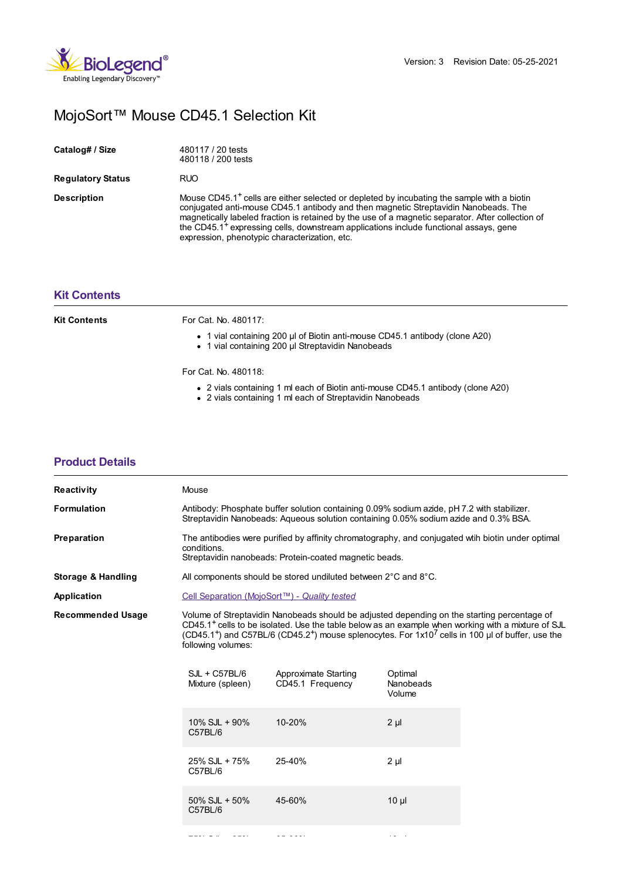Version: 3 Revision Date: 05-25-2021

# MojoSort™ Mouse CD45.1 Selection Kit

**Catalog# / Size** 480117 / 20 tests
480118 / 200 tests

**Regulatory Status** RUO

**Description** Mouse CD45.1$^+$ cells are either selected or depleted by incubating the sample with a biotin conjugated anti-mouse CD45.1 antibody and then magnetic Streptavidin Nanobeads. The magnetically labeled fraction is retained by the use of a magnetic separator. After collection of the CD45.1$^+$ expressing cells, downstream applications include functional assays, gene expression, phenotypic characterization, etc.

## Kit Contents

**Kit Contents**

For Cat. No. 480117:

- 1 vial containing 200 µl of Biotin anti-mouse CD45.1 antibody (clone A20)
- 1 vial containing 200 µl Streptavidin Nanobeads

For Cat. No. 480118:

- 2 vials containing 1 ml each of Biotin anti-mouse CD45.1 antibody (clone A20)
- 2 vials containing 1 ml each of Streptavidin Nanobeads

## Product Details

**Reactivity** Mouse

**Formulation** Antibody: Phosphate buffer solution containing 0.09% sodium azide, pH 7.2 with stabilizer.
Streptavidin Nanobeads: Aqueous solution containing 0.05% sodium azide and 0.3% BSA.

**Preparation** The antibodies were purified by affinity chromatography, and conjugated wtih biotin under optimal conditions.
Streptavidin nanobeads: Protein-coated magnetic beads.

**Storage & Handling** All components should be stored undiluted between 2°C and 8°C.

**Application** Cell Separation (MojoSort™) - *Quality tested*

**Recommended Usage** Volume of Streptavidin Nanobeads should be adjusted depending on the starting percentage of CD45.1$^+$ cells to be isolated. Use the table below as an example when working with a mixture of SJL (CD45.1$^+$) and C57BL/6 (CD45.2$^+$) mouse splenocytes. For $1 \times 10^7$ cells in 100 µl of buffer, use the following volumes:

| SJL + C57BL/6 Mixture (spleen) | Approximate Starting CD45.1 Frequency | Optimal Nanobeads Volume |
|---|---|---|
| 10% SJL + 90% C57BL/6 | 10-20% | 2 µl |
| 25% SJL + 75% C57BL/6 | 25-40% | 2 µl |
| 50% SJL + 50% C57BL/6 | 45-60% | 10 µl |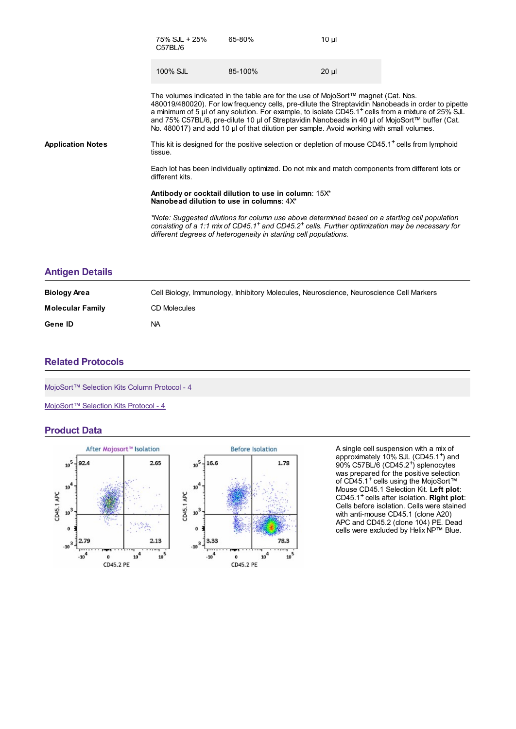| | | |
|---|---|---|
| 75% SJL + 25% C57BL/6 | 65-80% | 10 µl |
| 100% SJL | 85-100% | 20 µl |

The volumes indicated in the table are for the use of MojoSort™ magnet (Cat. Nos. 480019/480020). For low frequency cells, pre-dilute the Streptavidin Nanobeads in order to pipette a minimum of 5 µl of any solution. For example, to isolate CD45.1$^{+}$ cells from a mixture of 25% SJL and 75% C57BL/6, pre-dilute 10 µl of Streptavidin Nanobeads in 40 µl of MojoSort™ buffer (Cat. No. 480017) and add 10 µl of that dilution per sample. Avoid working with small volumes.

**Application Notes**

This kit is designed for the positive selection or depletion of mouse CD45.1$^{+}$ cells from lymphoid tissue.

Each lot has been individually optimized. Do not mix and match components from different lots or different kits.

**Antibody or cocktail dilution to use in column**: 15X*
**Nanobead dilution to use in columns**: 4X*

*\*Note: Suggested dilutions for column use above determined based on a starting cell population consisting of a 1:1 mix of CD45.1$^{+}$ and CD45.2$^{+}$ cells. Further optimization may be necessary for different degrees of heterogeneity in starting cell populations.*

## Antigen Details

**Biology Area** Cell Biology, Immunology, Inhibitory Molecules, Neuroscience, Neuroscience Cell Markers

**Molecular Family** CD Molecules

**Gene ID** NA

## Related Protocols

MojoSort™ Selection Kits Column Protocol - 4

MojoSort™ Selection Kits Protocol - 4

## Product Data

A single cell suspension with a mix of approximately 10% SJL (CD45.1$^{+}$) and 90% C57BL/6 (CD45.2$^{+}$) splenocytes was prepared for the positive selection of CD45.1$^{+}$ cells using the MojoSort™ Mouse CD45.1 Selection Kit. **Left plot**: CD45.1$^{+}$ cells after isolation. **Right plot**: Cells before isolation. Cells were stained with anti-mouse CD45.1 (clone A20) APC and CD45.2 (clone 104) PE. Dead cells were excluded by Helix NP™ Blue.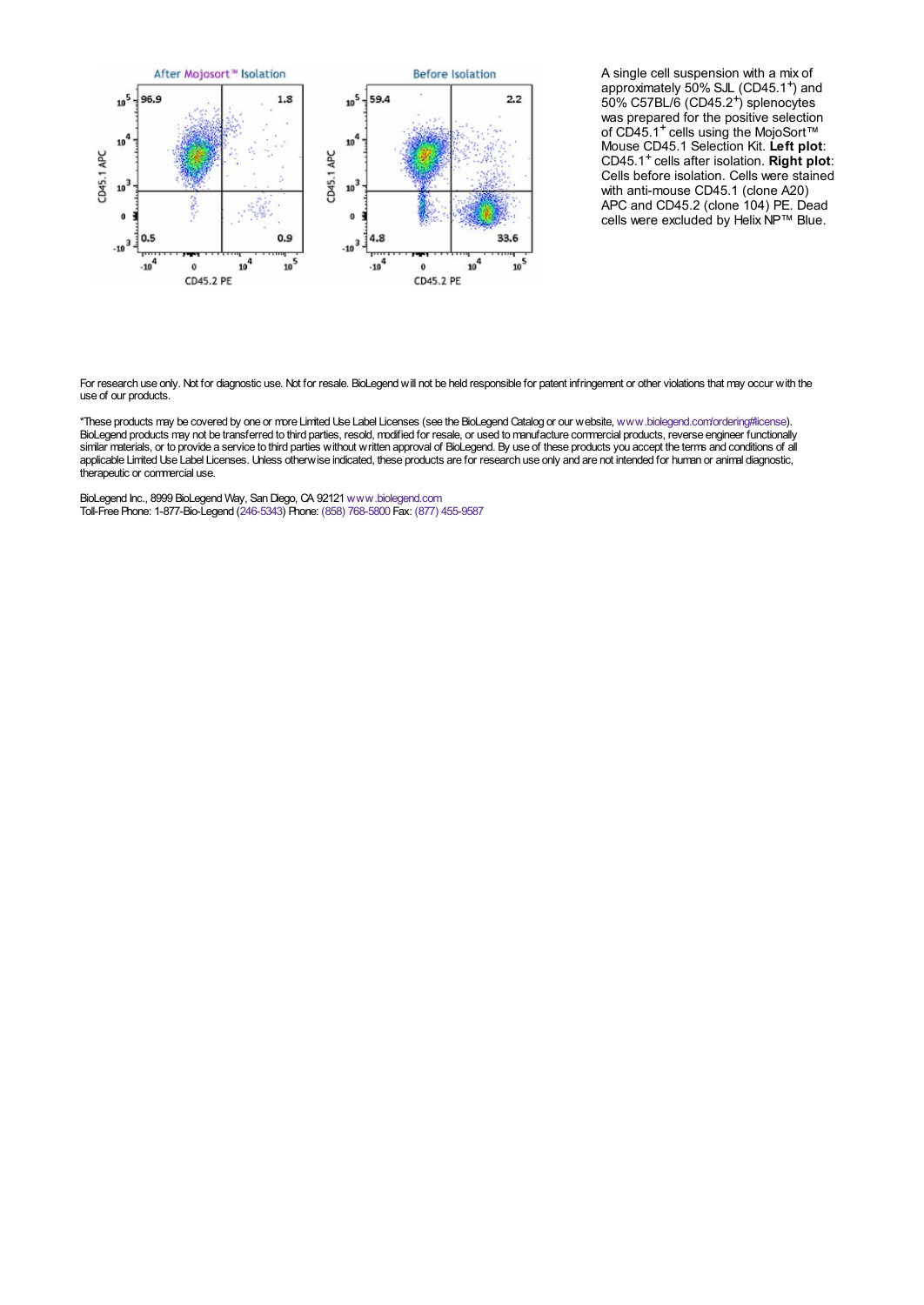After Mojosort™ Isolation

96.9
1.8
0.5
0.9

CD45.1 APC

CD45.2 PE

Before Isolation

59.4
2.2
4.8
33.6

CD45.1 APC

CD45.2 PE

A single cell suspension with a mix of approximately 50% SJL (CD45.1$^+$) and 50% C57BL/6 (CD45.2$^+$) splenocytes was prepared for the positive selection of CD45.1$^+$ cells using the MojoSort™ Mouse CD45.1 Selection Kit. **Left plot**: CD45.1$^+$ cells after isolation. **Right plot**: Cells before isolation. Cells were stained with anti-mouse CD45.1 (clone A20) APC and CD45.2 (clone 104) PE. Dead cells were excluded by Helix NP™ Blue.

For research use only. Not for diagnostic use. Not for resale. BioLegend will not be held responsible for patent infringement or other violations that may occur with the use of our products.

*These products may be covered by one or more Limited Use Label Licenses (see the BioLegend Catalog or our website, www.biolegend.com/ordering#license). BioLegend products may not be transferred to third parties, resold, modified for resale, or used to manufacture commercial products, reverse engineer functionally similar materials, or to provide a service to third parties without written approval of BioLegend. By use of these products you accept the terms and conditions of all applicable Limited Use Label Licenses. Unless otherwise indicated, these products are for research use only and are not intended for human or animal diagnostic, therapeutic or commercial use.

BioLegend Inc., 8999 BioLegend Way, San Diego, CA 92121 www.biolegend.com
Toll-Free Phone: 1-877-Bio-Legend (246-5343) Phone: (858) 768-5800 Fax: (877) 455-9587